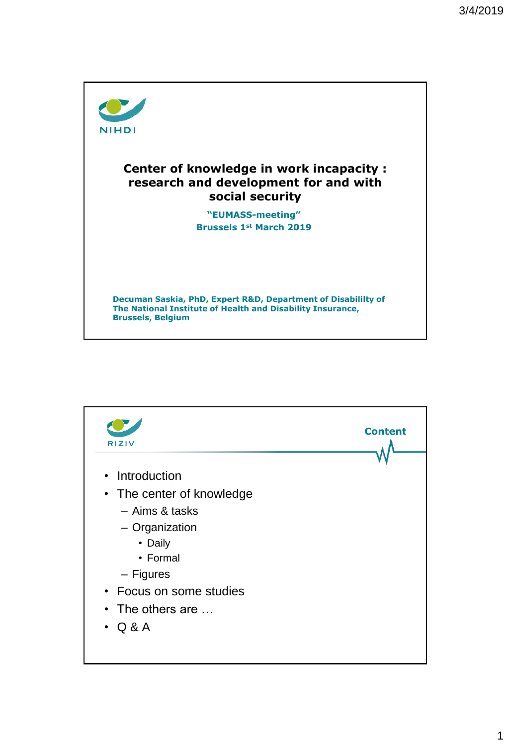NIHDI

# Center of knowledge in work incapacity : research and development for and with social security

**"EUMASS-meeting"**
**Brussels 1st March 2019**

**Decuman Saskia, PhD, Expert R&D, Department of Disabililty of The National Institute of Health and Disability Insurance, Brussels, Belgium**

---

RIZIV

## Content

- Introduction
- The center of knowledge
  - Aims & tasks
  - Organization
    - Daily
    - Formal
  - Figures
- Focus on some studies
- The others are …
- Q & A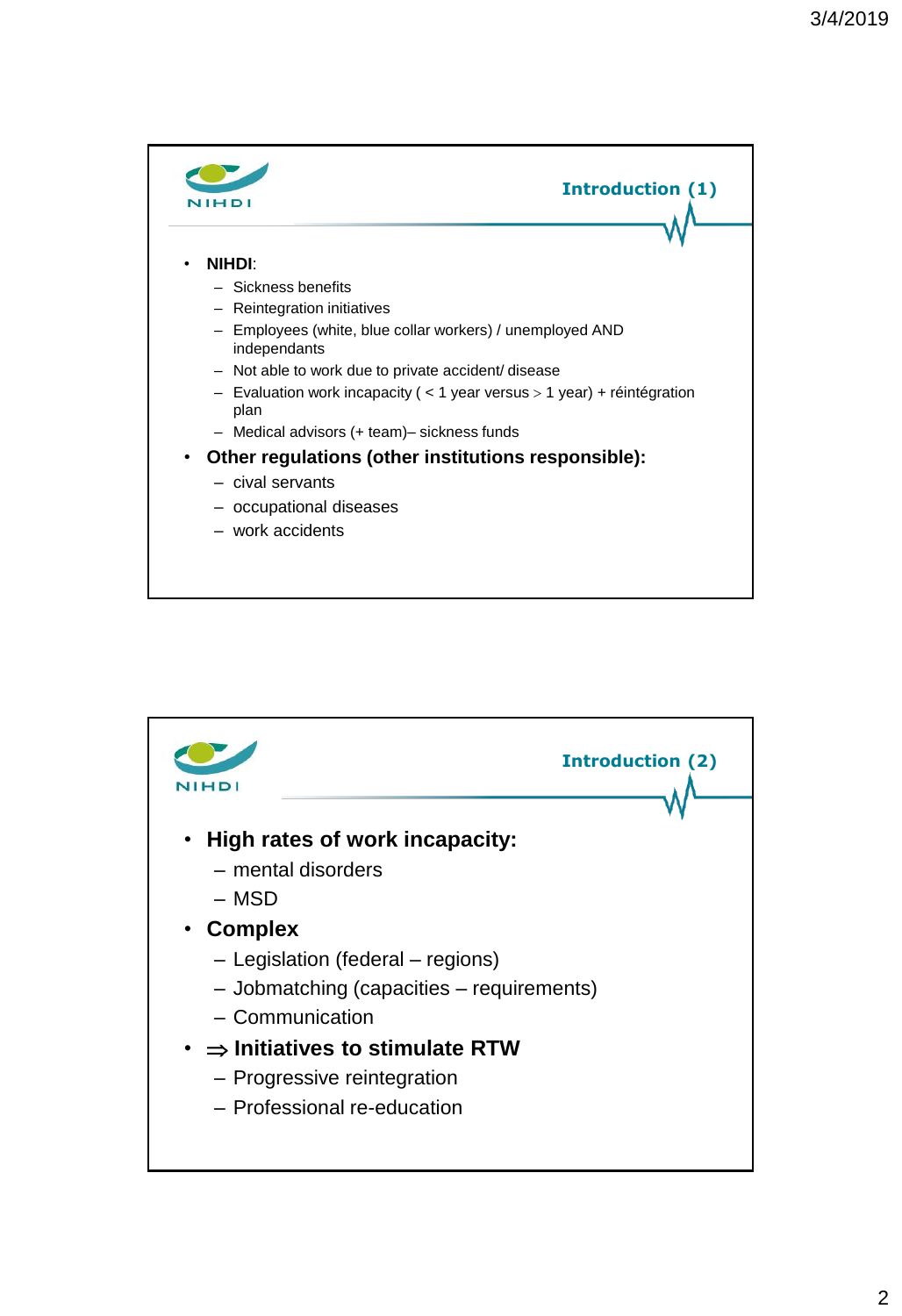## Introduction (1)

- **NIHDI**:
  - Sickness benefits
  - Reintegration initiatives
  - Employees (white, blue collar workers) / unemployed AND independants
  - Not able to work due to private accident/ disease
  - Evaluation work incapacity ( < 1 year versus > 1 year) + réintégration plan
  - Medical advisors (+ team)– sickness funds
- **Other regulations (other institutions responsible):**
  - cival servants
  - occupational diseases
  - work accidents

## Introduction (2)

- **High rates of work incapacity:**
  - mental disorders
  - MSD
- **Complex**
  - Legislation (federal – regions)
  - Jobmatching (capacities – requirements)
  - Communication
- **⇒ Initiatives to stimulate RTW**
  - Progressive reintegration
  - Professional re-education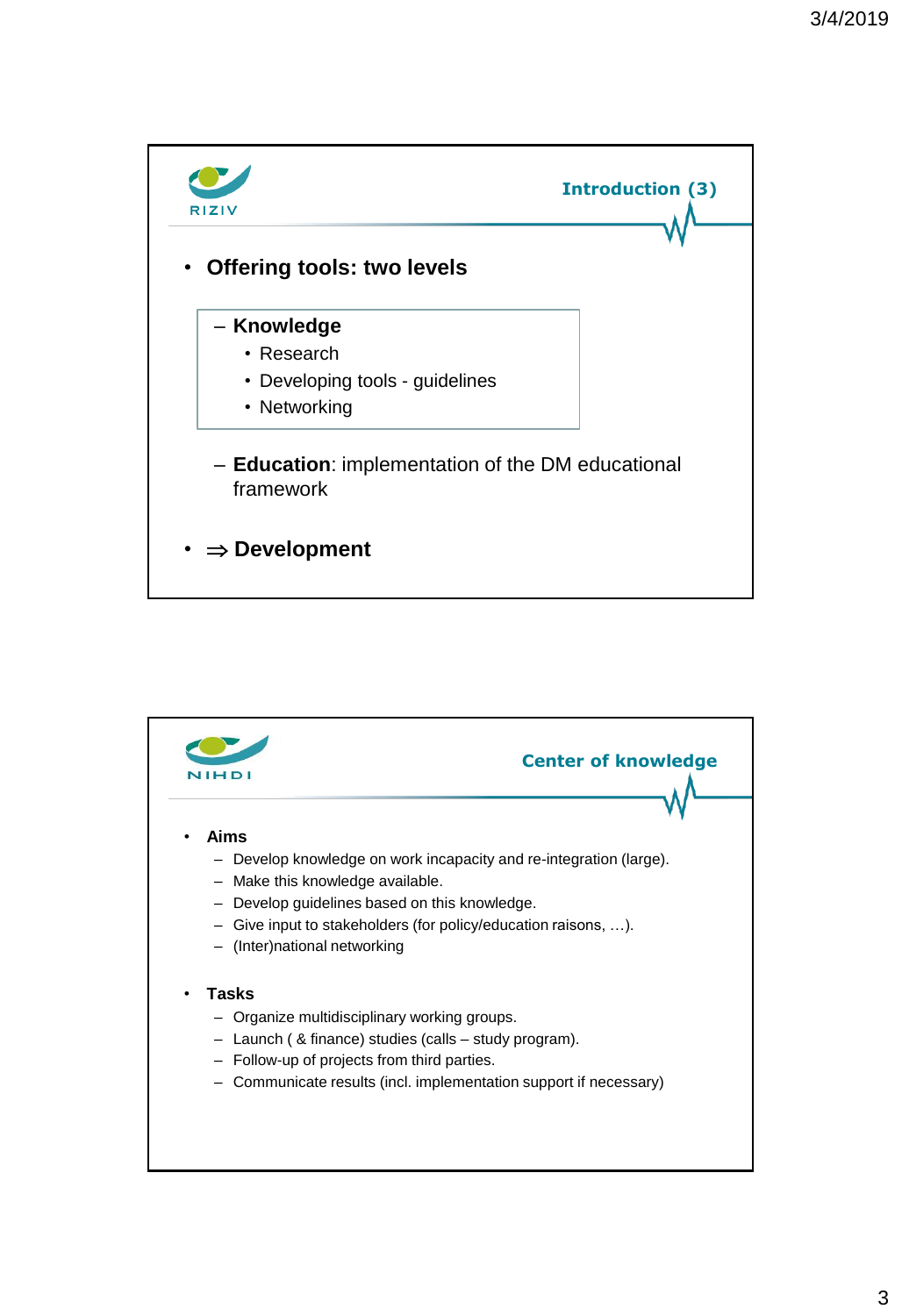## Introduction (3)

- **Offering tools: two levels**
  - **Knowledge**
    - Research
    - Developing tools - guidelines
    - Networking
  - **Education**: implementation of the DM educational framework
- ⇒ **Development**

## Center of knowledge

- **Aims**
  - Develop knowledge on work incapacity and re-integration (large).
  - Make this knowledge available.
  - Develop guidelines based on this knowledge.
  - Give input to stakeholders (for policy/education raisons, …).
  - (Inter)national networking
- **Tasks**
  - Organize multidisciplinary working groups.
  - Launch ( & finance) studies (calls – study program).
  - Follow-up of projects from third parties.
  - Communicate results (incl. implementation support if necessary)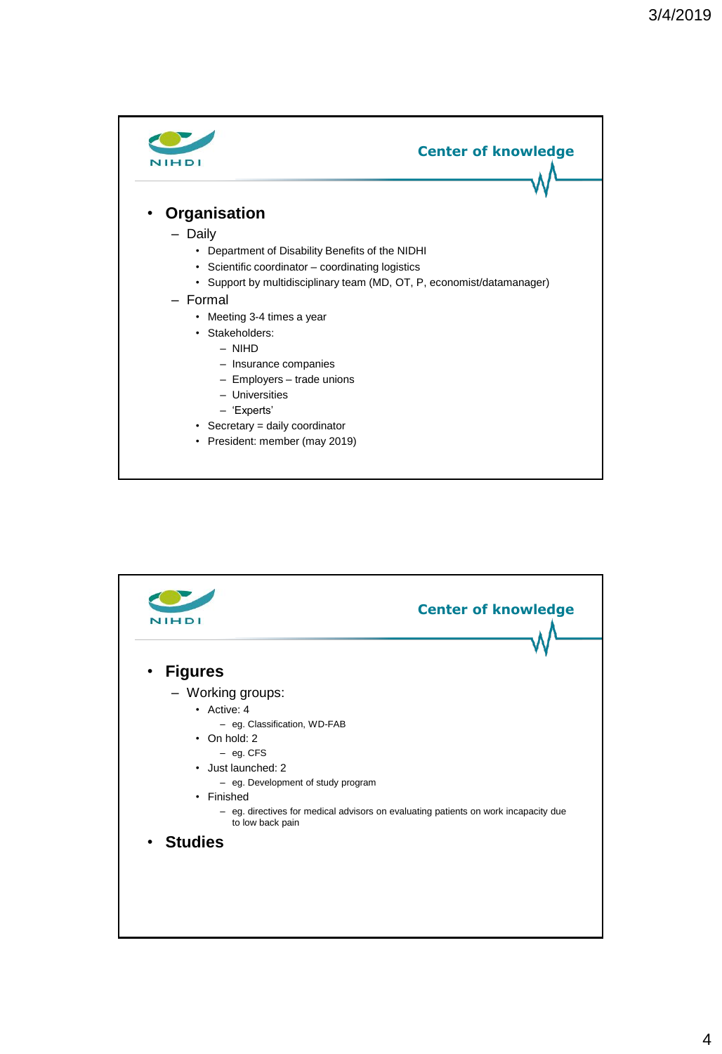NIHDI

## Center of knowledge

- **Organisation**
  - Daily
    - Department of Disability Benefits of the NIDHI
    - Scientific coordinator – coordinating logistics
    - Support by multidisciplinary team (MD, OT, P, economist/datamanager)
  - Formal
    - Meeting 3-4 times a year
    - Stakeholders:
      - NIHD
      - Insurance companies
      - Employers – trade unions
      - Universities
      - 'Experts'
    - Secretary = daily coordinator
    - President: member (may 2019)

NIHDI

## Center of knowledge

- **Figures**
  - Working groups:
    - Active: 4
      - eg. Classification, WD-FAB
    - On hold: 2
      - eg. CFS
    - Just launched: 2
      - eg. Development of study program
    - Finished
      - eg. directives for medical advisors on evaluating patients on work incapacity due to low back pain
- **Studies**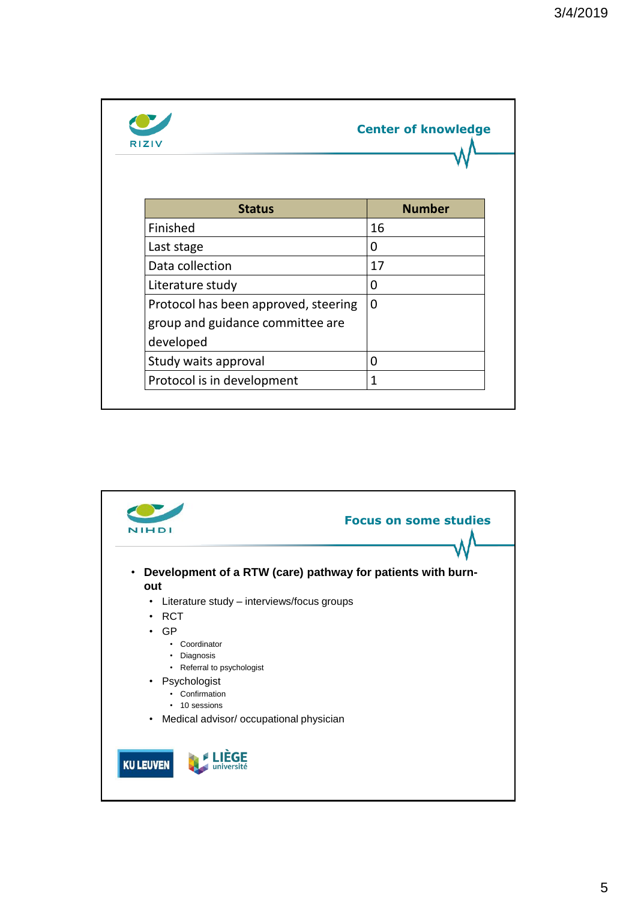RIZIV

## Center of knowledge

| Status | Number |
|---|---|
| Finished | 16 |
| Last stage | 0 |
| Data collection | 17 |
| Literature study | 0 |
| Protocol has been approved, steering group and guidance committee are developed | 0 |
| Study waits approval | 0 |
| Protocol is in development | 1 |

NIHDI

## Focus on some studies

- **Development of a RTW (care) pathway for patients with burn-out**
  - Literature study – interviews/focus groups
  - RCT
  - GP
    - Coordinator
    - Diagnosis
    - Referral to psychologist
  - Psychologist
    - Confirmation
    - 10 sessions
  - Medical advisor/ occupational physician

KU LEUVEN

LIÈGE université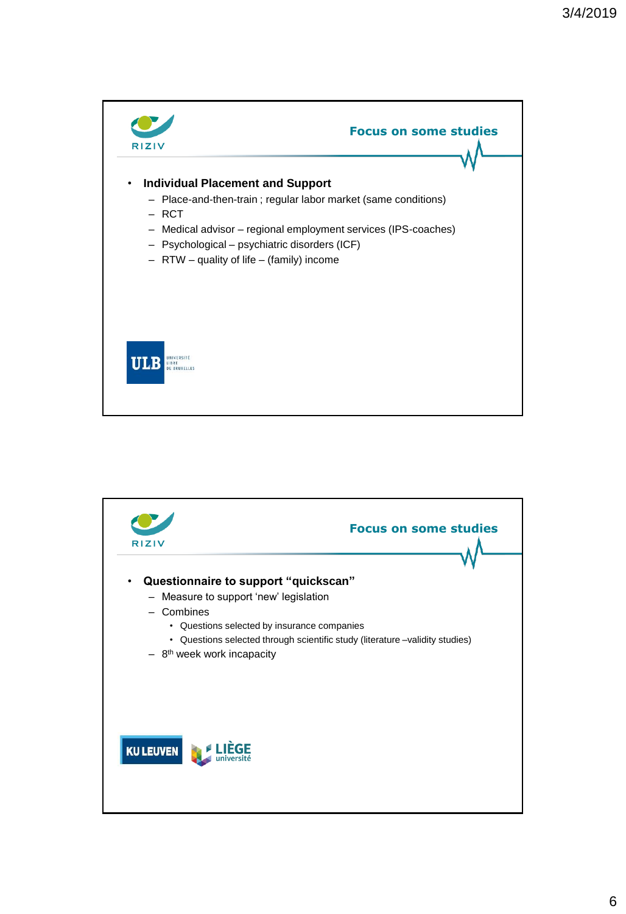## Focus on some studies

- **Individual Placement and Support**
  - Place-and-then-train ; regular labor market (same conditions)
  - RCT
  - Medical advisor – regional employment services (IPS-coaches)
  - Psychological – psychiatric disorders (ICF)
  - RTW – quality of life – (family) income

ULB UNIVERSITÉ LIBRE DE BRUXELLES

## Focus on some studies

- **Questionnaire to support "quickscan"**
  - Measure to support 'new' legislation
  - Combines
    - Questions selected by insurance companies
    - Questions selected through scientific study (literature –validity studies)
  - 8th week work incapacity

KU LEUVEN LIÈGE université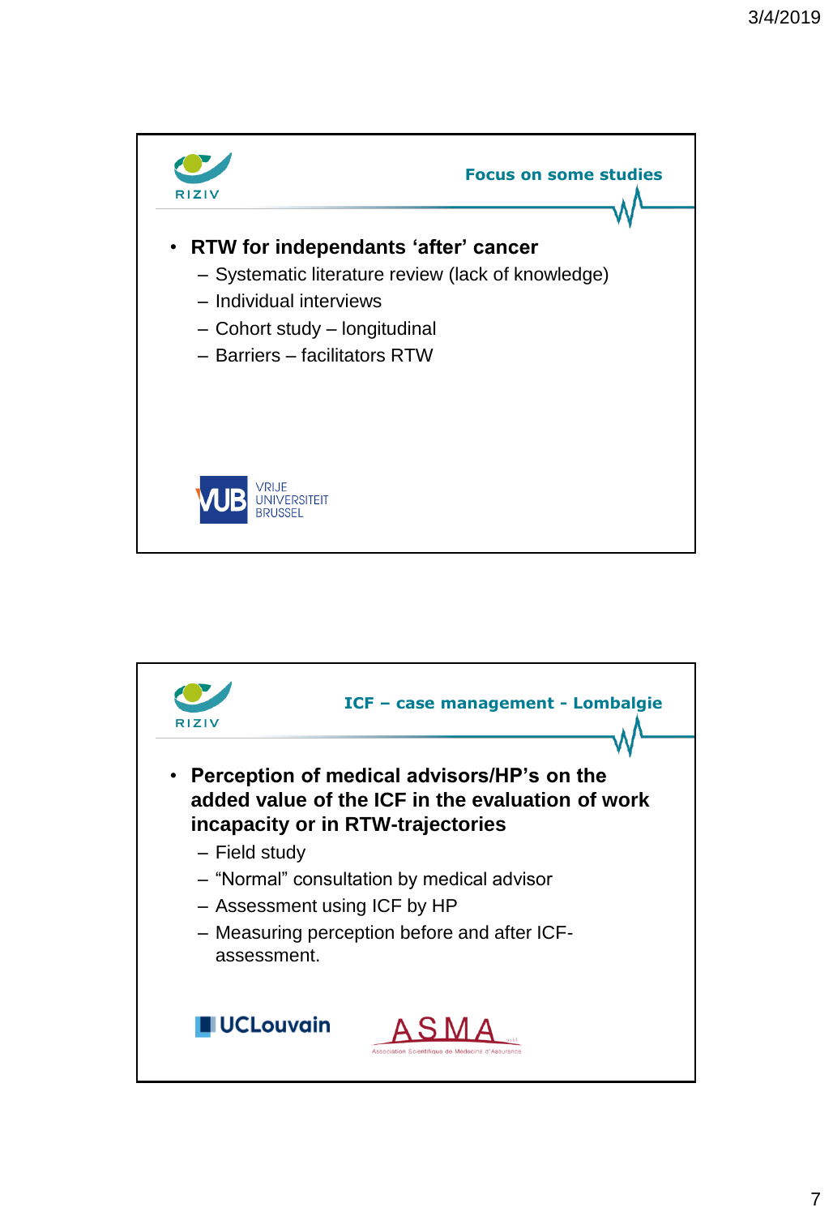## Focus on some studies

- **RTW for independants 'after' cancer**
  - Systematic literature review (lack of knowledge)
  - Individual interviews
  - Cohort study – longitudinal
  - Barriers – facilitators RTW

VRIJE UNIVERSITEIT BRUSSEL

## ICF – case management - Lombalgie

- **Perception of medical advisors/HP's on the added value of the ICF in the evaluation of work incapacity or in RTW-trajectories**
  - Field study
  - "Normal" consultation by medical advisor
  - Assessment using ICF by HP
  - Measuring perception before and after ICF-assessment.

UCLouvain

ASMA – Association Scientifique de Médecine d'Assurance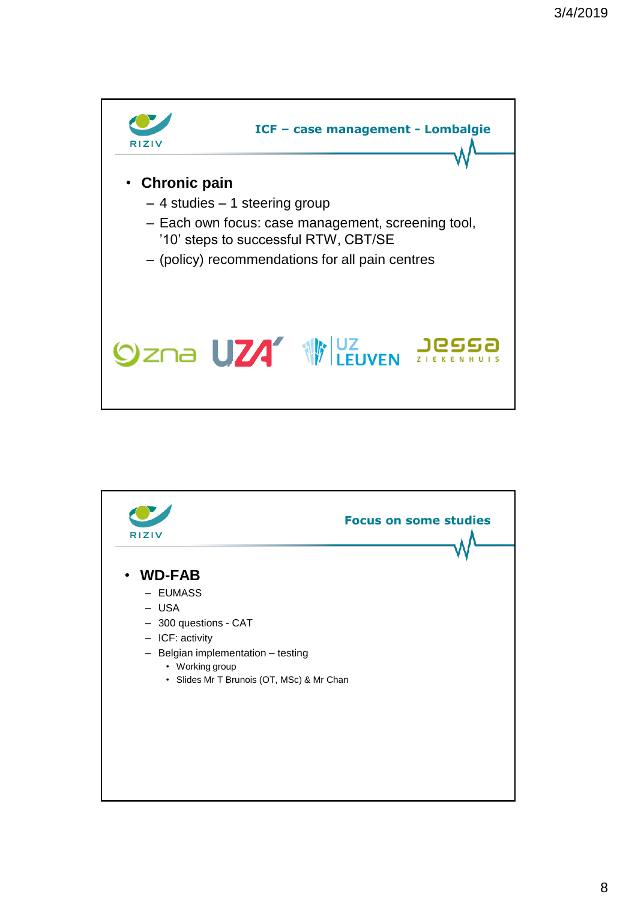## ICF – case management - Lombalgie

- **Chronic pain**
  - 4 studies – 1 steering group
  - Each own focus: case management, screening tool, '10' steps to successful RTW, CBT/SE
  - (policy) recommendations for all pain centres

zna UZA UZ LEUVEN jessa ZIEKENHUIS

## Focus on some studies

- **WD-FAB**
  - EUMASS
  - USA
  - 300 questions - CAT
  - ICF: activity
  - Belgian implementation – testing
    - Working group
    - Slides Mr T Brunois (OT, MSc) & Mr Chan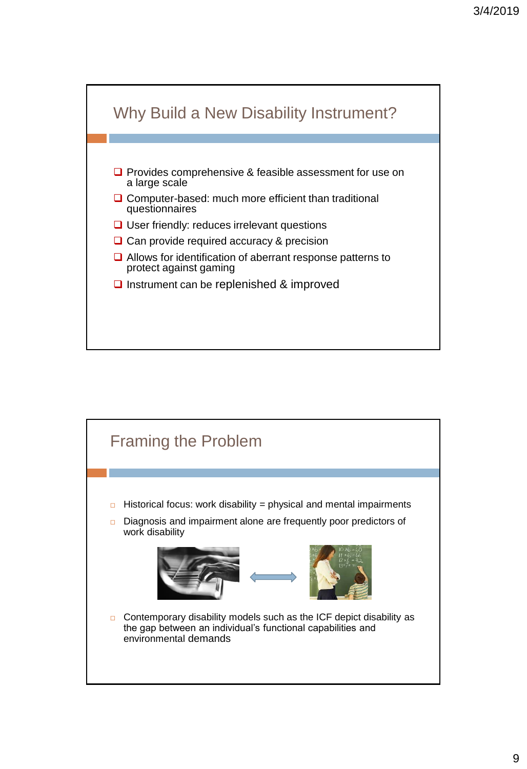## Why Build a New Disability Instrument?

- Provides comprehensive & feasible assessment for use on a large scale
- Computer-based: much more efficient than traditional questionnaires
- User friendly: reduces irrelevant questions
- Can provide required accuracy & precision
- Allows for identification of aberrant response patterns to protect against gaming
- Instrument can be replenished & improved

## Framing the Problem

- Historical focus: work disability = physical and mental impairments
- Diagnosis and impairment alone are frequently poor predictors of work disability
- Contemporary disability models such as the ICF depict disability as the gap between an individual's functional capabilities and environmental demands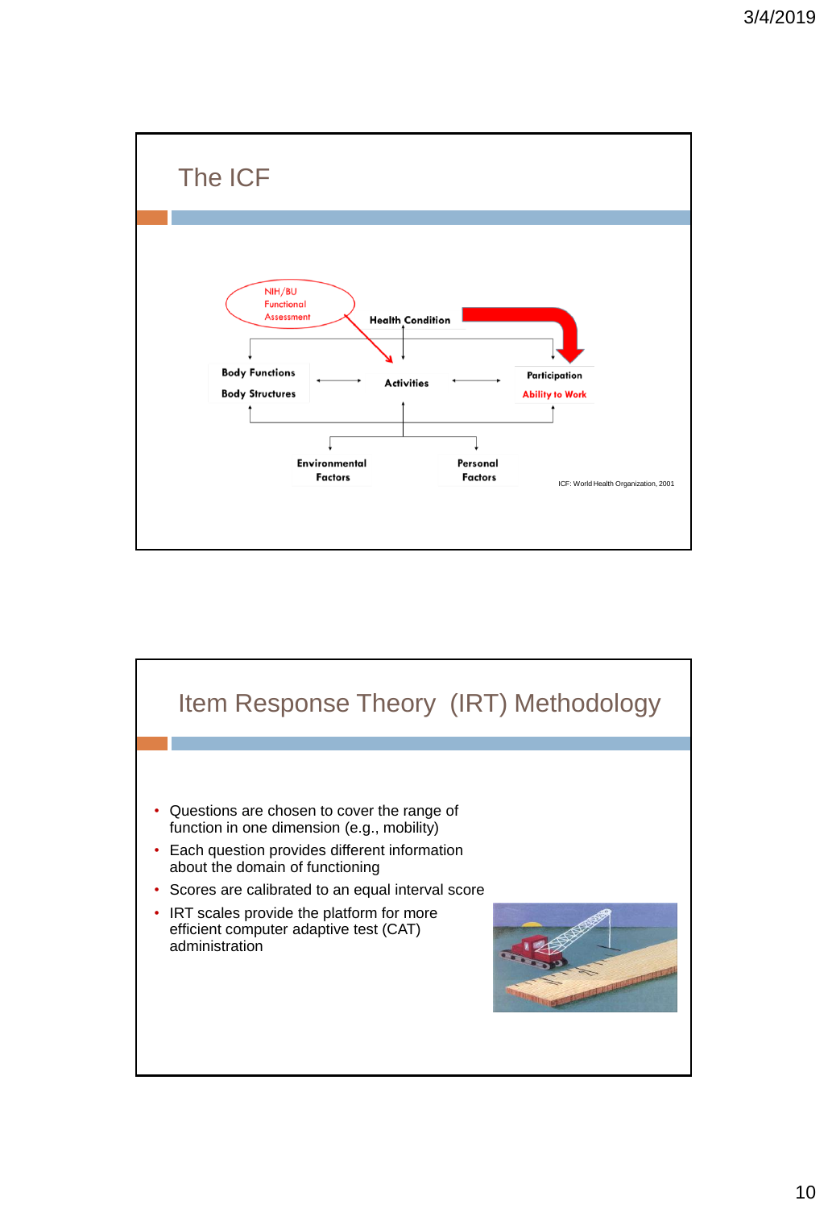## The ICF

NIH/BU Functional Assessment

Health Condition

Body Functions

Body Structures

Activities

Participation

Ability to Work

Environmental Factors

Personal Factors

ICF: World Health Organization, 2001

## Item Response Theory (IRT) Methodology

- Questions are chosen to cover the range of function in one dimension (e.g., mobility)
- Each question provides different information about the domain of functioning
- Scores are calibrated to an equal interval score
- IRT scales provide the platform for more efficient computer adaptive test (CAT) administration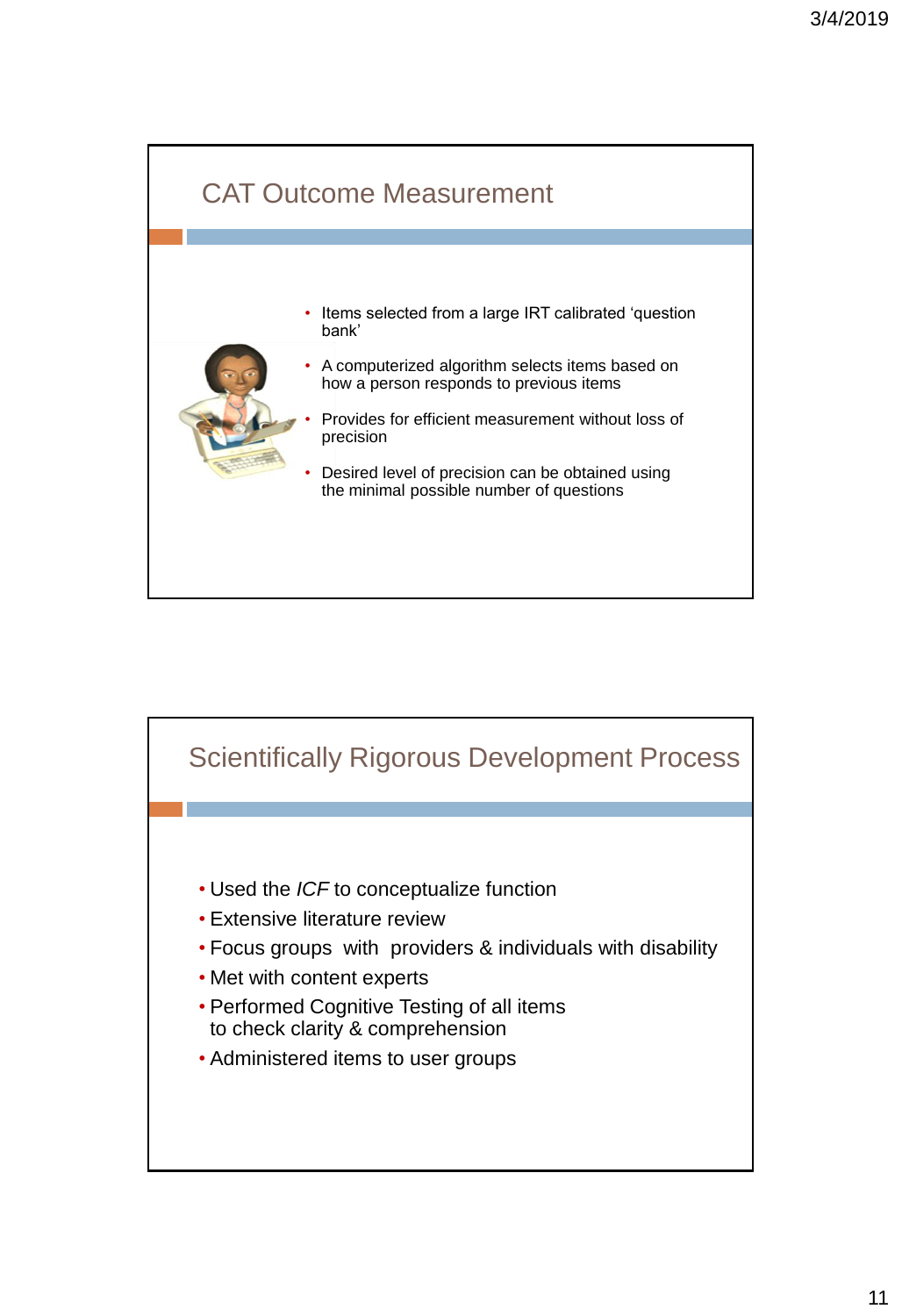## CAT Outcome Measurement

- Items selected from a large IRT calibrated 'question bank'
- A computerized algorithm selects items based on how a person responds to previous items
- Provides for efficient measurement without loss of precision
- Desired level of precision can be obtained using the minimal possible number of questions

## Scientifically Rigorous Development Process

- Used the *ICF* to conceptualize function
- Extensive literature review
- Focus groups with providers & individuals with disability
- Met with content experts
- Performed Cognitive Testing of all items to check clarity & comprehension
- Administered items to user groups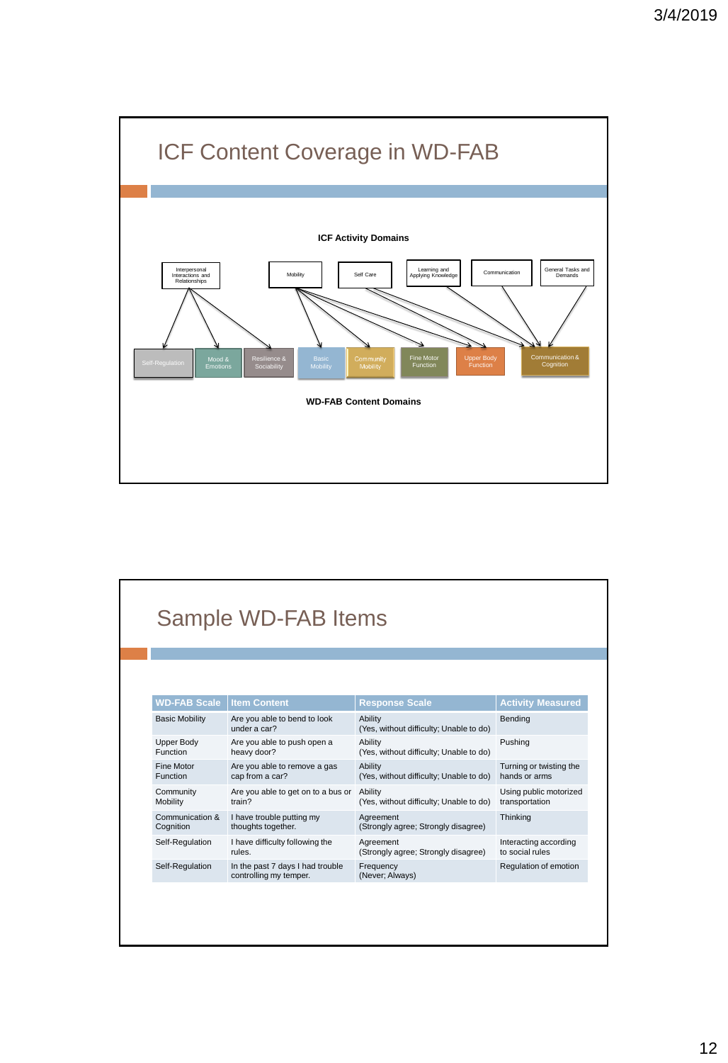## ICF Content Coverage in WD-FAB

**ICF Activity Domains**

Interpersonal Interactions and Relationships

Mobility

Self Care

Learning and Applying Knowledge

Communication

General Tasks and Demands

Self-Regulation

Mood & Emotions

Resilience & Sociability

Basic Mobility

Community Mobility

Fine Motor Function

Upper Body Function

Communication & Cognition

**WD-FAB Content Domains**

## Sample WD-FAB Items

| WD-FAB Scale | Item Content | Response Scale | Activity Measured |
|---|---|---|---|
| Basic Mobility | Are you able to bend to look under a car? | Ability (Yes, without difficulty; Unable to do) | Bending |
| Upper Body Function | Are you able to push open a heavy door? | Ability (Yes, without difficulty; Unable to do) | Pushing |
| Fine Motor Function | Are you able to remove a gas cap from a car? | Ability (Yes, without difficulty; Unable to do) | Turning or twisting the hands or arms |
| Community Mobility | Are you able to get on to a bus or train? | Ability (Yes, without difficulty; Unable to do) | Using public motorized transportation |
| Communication & Cognition | I have trouble putting my thoughts together. | Agreement (Strongly agree; Strongly disagree) | Thinking |
| Self-Regulation | I have difficulty following the rules. | Agreement (Strongly agree; Strongly disagree) | Interacting according to social rules |
| Self-Regulation | In the past 7 days I had trouble controlling my temper. | Frequency (Never; Always) | Regulation of emotion |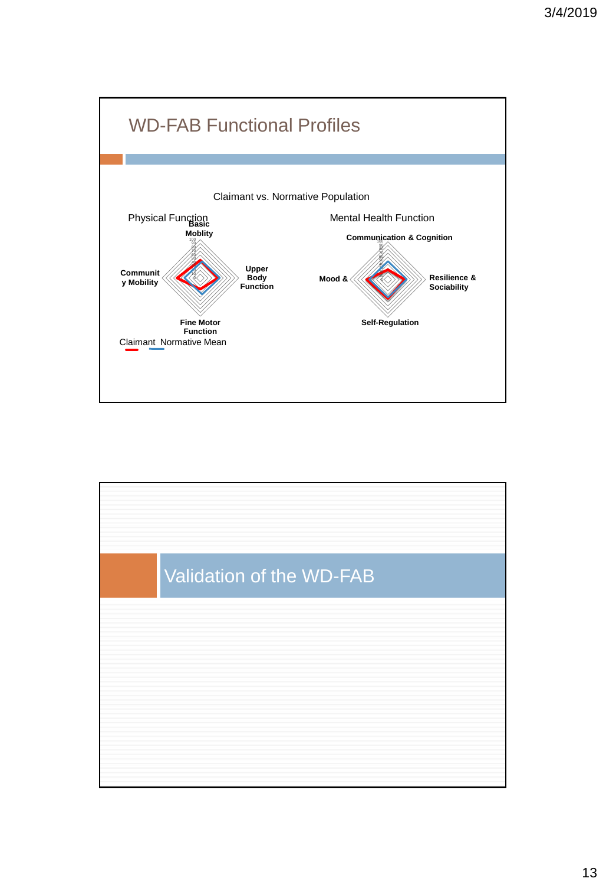## WD-FAB Functional Profiles

Claimant vs. Normative Population

Physical Function

Basic Moblity

Upper Body Function

Fine Motor Function

Community Mobility

Claimant Normative Mean

Mental Health Function

Communication & Cognition

Resilience & Sociability

Self-Regulation

Mood &

## Validation of the WD-FAB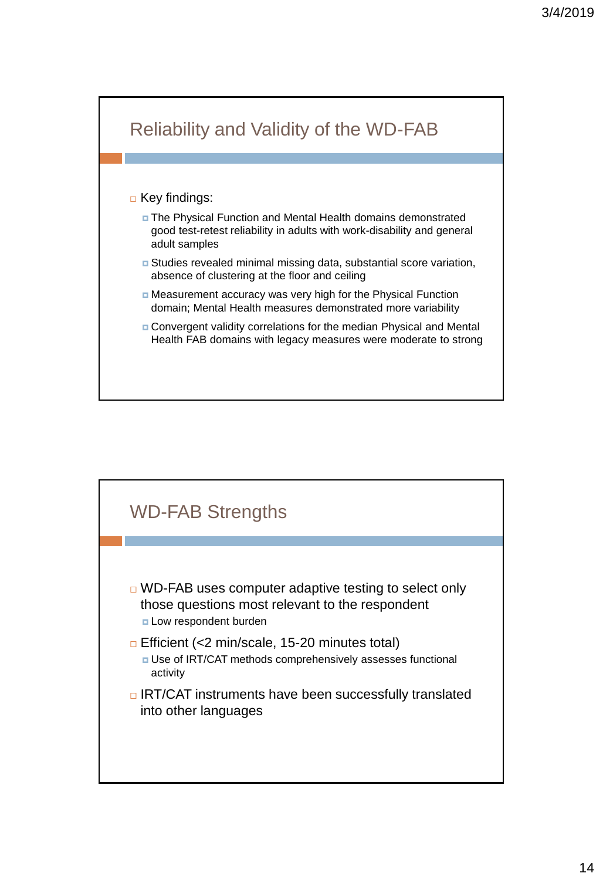## Reliability and Validity of the WD-FAB

- Key findings:
  - The Physical Function and Mental Health domains demonstrated good test-retest reliability in adults with work-disability and general adult samples
  - Studies revealed minimal missing data, substantial score variation, absence of clustering at the floor and ceiling
  - Measurement accuracy was very high for the Physical Function domain; Mental Health measures demonstrated more variability
  - Convergent validity correlations for the median Physical and Mental Health FAB domains with legacy measures were moderate to strong

## WD-FAB Strengths

- WD-FAB uses computer adaptive testing to select only those questions most relevant to the respondent
  - Low respondent burden
- Efficient (<2 min/scale, 15-20 minutes total)
  - Use of IRT/CAT methods comprehensively assesses functional activity
- IRT/CAT instruments have been successfully translated into other languages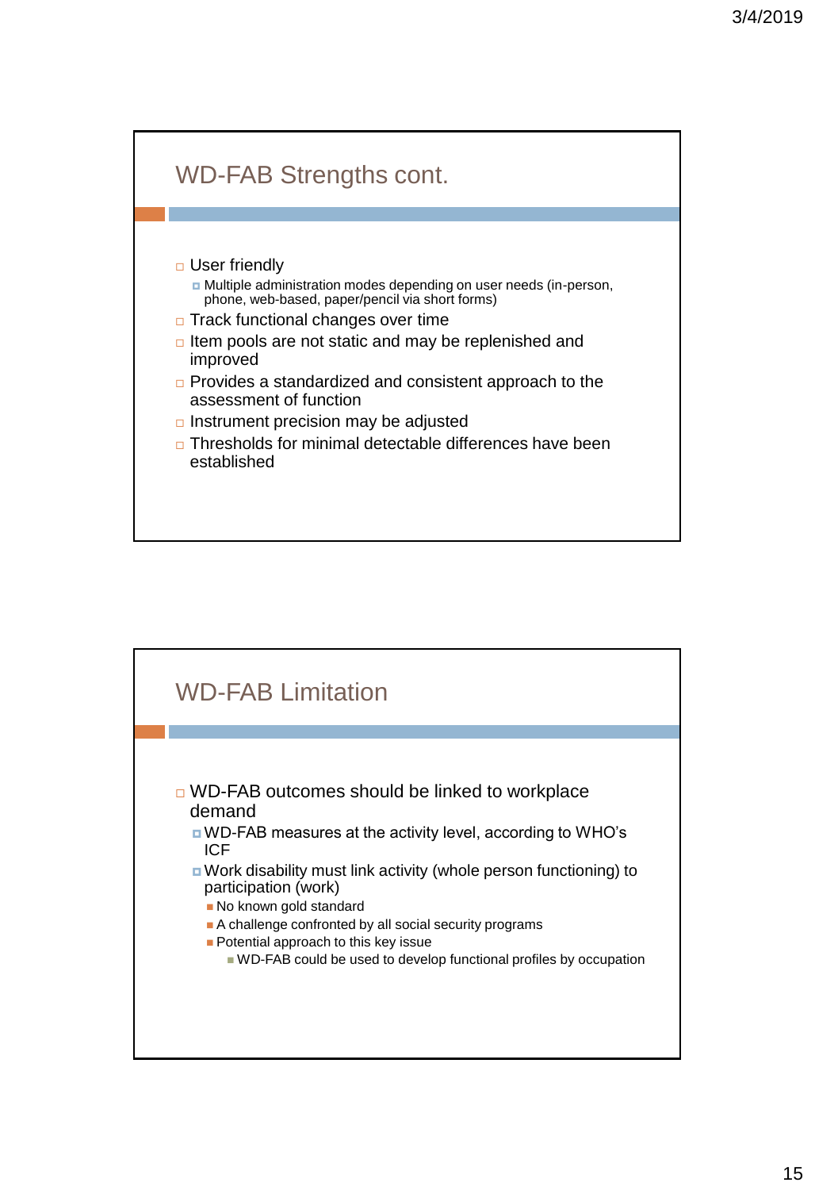## WD-FAB Strengths cont.

- User friendly
  - Multiple administration modes depending on user needs (in-person, phone, web-based, paper/pencil via short forms)
- Track functional changes over time
- Item pools are not static and may be replenished and improved
- Provides a standardized and consistent approach to the assessment of function
- Instrument precision may be adjusted
- Thresholds for minimal detectable differences have been established

## WD-FAB Limitation

- WD-FAB outcomes should be linked to workplace demand
  - WD-FAB measures at the activity level, according to WHO's ICF
  - Work disability must link activity (whole person functioning) to participation (work)
    - No known gold standard
    - A challenge confronted by all social security programs
    - Potential approach to this key issue
      - WD-FAB could be used to develop functional profiles by occupation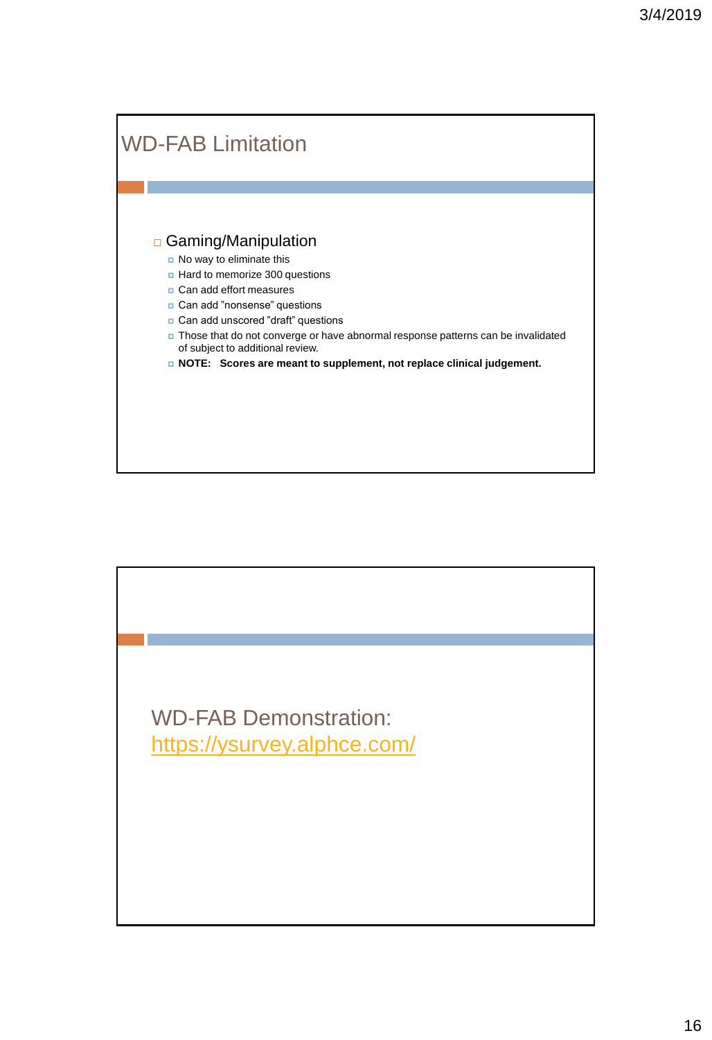## WD-FAB Limitation

- Gaming/Manipulation
  - No way to eliminate this
  - Hard to memorize 300 questions
  - Can add effort measures
  - Can add ”nonsense” questions
  - Can add unscored ”draft” questions
  - Those that do not converge or have abnormal response patterns can be invalidated of subject to additional review.
  - **NOTE: Scores are meant to supplement, not replace clinical judgement.**

## WD-FAB Demonstration: [https://ysurvey.alphce.com/](https://ysurvey.alphce.com/)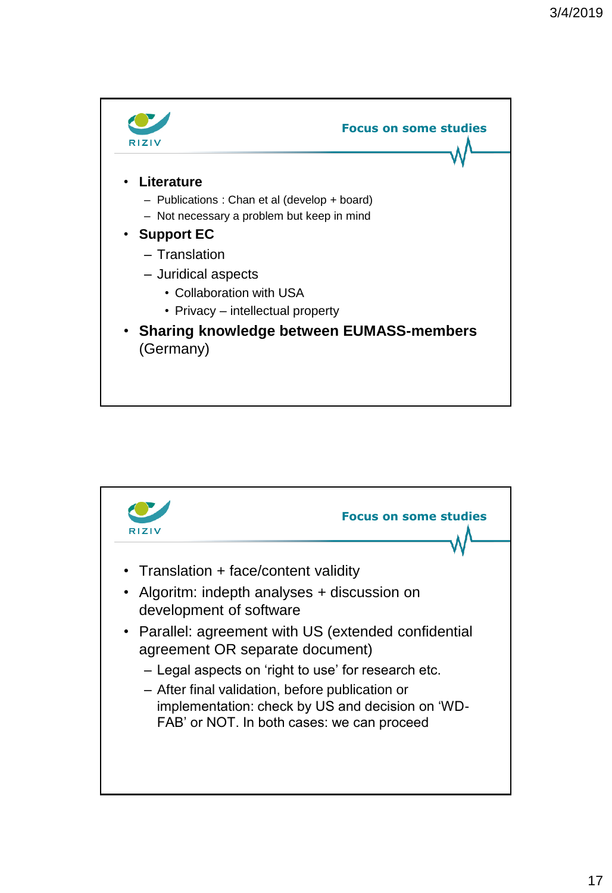## Focus on some studies

- **Literature**
  - Publications : Chan et al (develop + board)
  - Not necessary a problem but keep in mind
- **Support EC**
  - Translation
  - Juridical aspects
    - Collaboration with USA
    - Privacy – intellectual property
- **Sharing knowledge between EUMASS-members** (Germany)

## Focus on some studies

- Translation + face/content validity
- Algoritm: indepth analyses + discussion on development of software
- Parallel: agreement with US (extended confidential agreement OR separate document)
  - Legal aspects on 'right to use' for research etc.
  - After final validation, before publication or implementation: check by US and decision on 'WD-FAB' or NOT. In both cases: we can proceed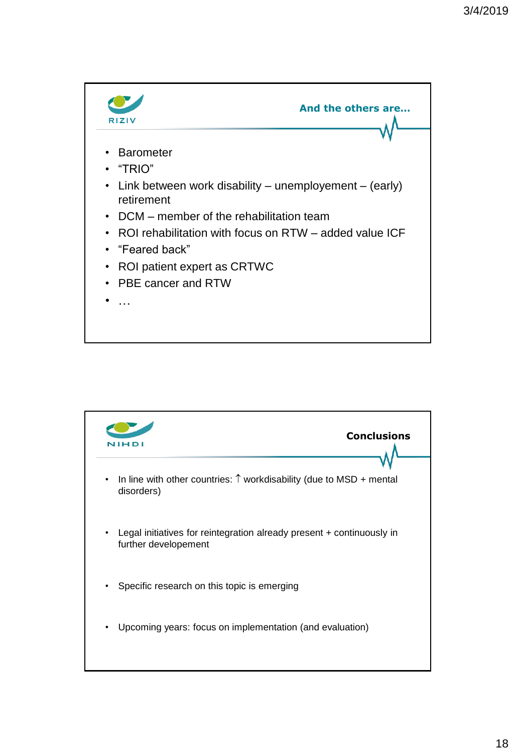RIZIV

## And the others are…

- Barometer
- "TRIO"
- Link between work disability – unemployement – (early) retirement
- DCM – member of the rehabilitation team
- ROI rehabilitation with focus on RTW – added value ICF
- "Feared back"
- ROI patient expert as CRTWC
- PBE cancer and RTW
- …

NIHDI

## Conclusions

- In line with other countries: ↑ workdisability (due to MSD + mental disorders)
- Legal initiatives for reintegration already present + continuously in further developement
- Specific research on this topic is emerging
- Upcoming years: focus on implementation (and evaluation)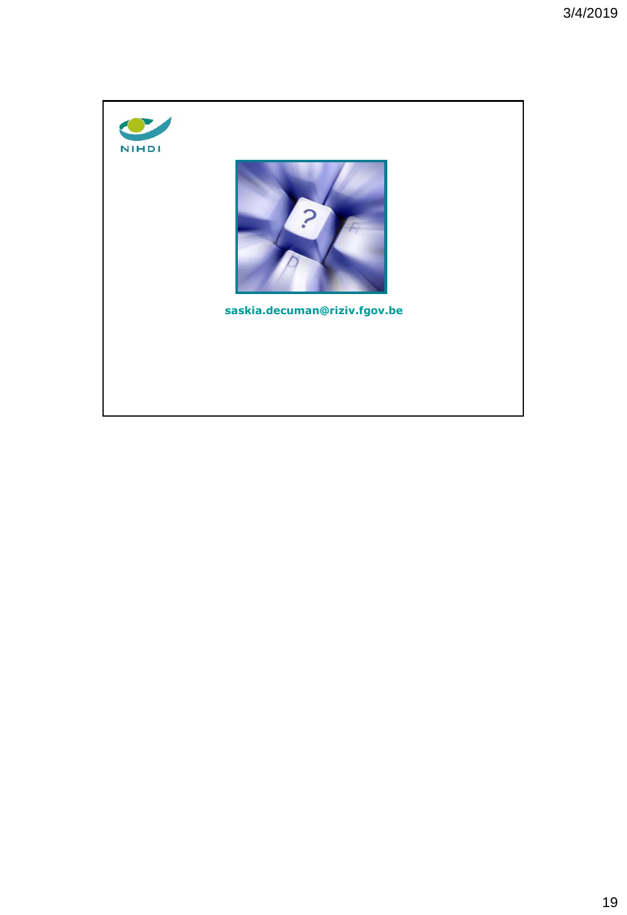NIHDI

saskia.decuman@riziv.fgov.be